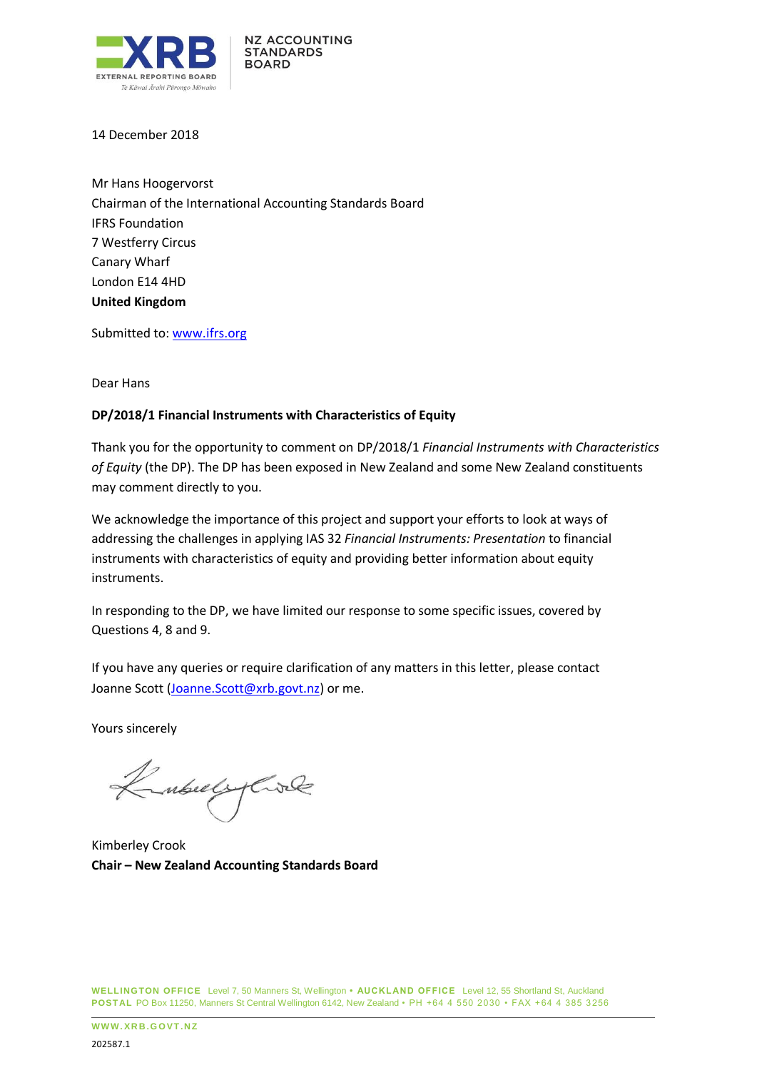EXTERNAL REPORTING BOARD
Te Kāwai Ārahi Pūrongo Mōwaho

NZ ACCOUNTING STANDARDS BOARD

14 December 2018

Mr Hans Hoogervorst
Chairman of the International Accounting Standards Board
IFRS Foundation
7 Westferry Circus
Canary Wharf
London E14 4HD
**United Kingdom**

Submitted to: www.ifrs.org

Dear Hans

**DP/2018/1 Financial Instruments with Characteristics of Equity**

Thank you for the opportunity to comment on DP/2018/1 *Financial Instruments with Characteristics of Equity* (the DP). The DP has been exposed in New Zealand and some New Zealand constituents may comment directly to you.

We acknowledge the importance of this project and support your efforts to look at ways of addressing the challenges in applying IAS 32 *Financial Instruments: Presentation* to financial instruments with characteristics of equity and providing better information about equity instruments.

In responding to the DP, we have limited our response to some specific issues, covered by Questions 4, 8 and 9.

If you have any queries or require clarification of any matters in this letter, please contact Joanne Scott (Joanne.Scott@xrb.govt.nz) or me.

Yours sincerely

Kimberley Crook
**Chair – New Zealand Accounting Standards Board**

**WELLINGTON OFFICE** Level 7, 50 Manners St, Wellington • **AUCKLAND OFFICE** Level 12, 55 Shortland St, Auckland
**POSTAL** PO Box 11250, Manners St Central Wellington 6142, New Zealand • PH +64 4 550 2030 • FAX +64 4 385 3256

**WWW.XRB.GOVT.NZ**

202587.1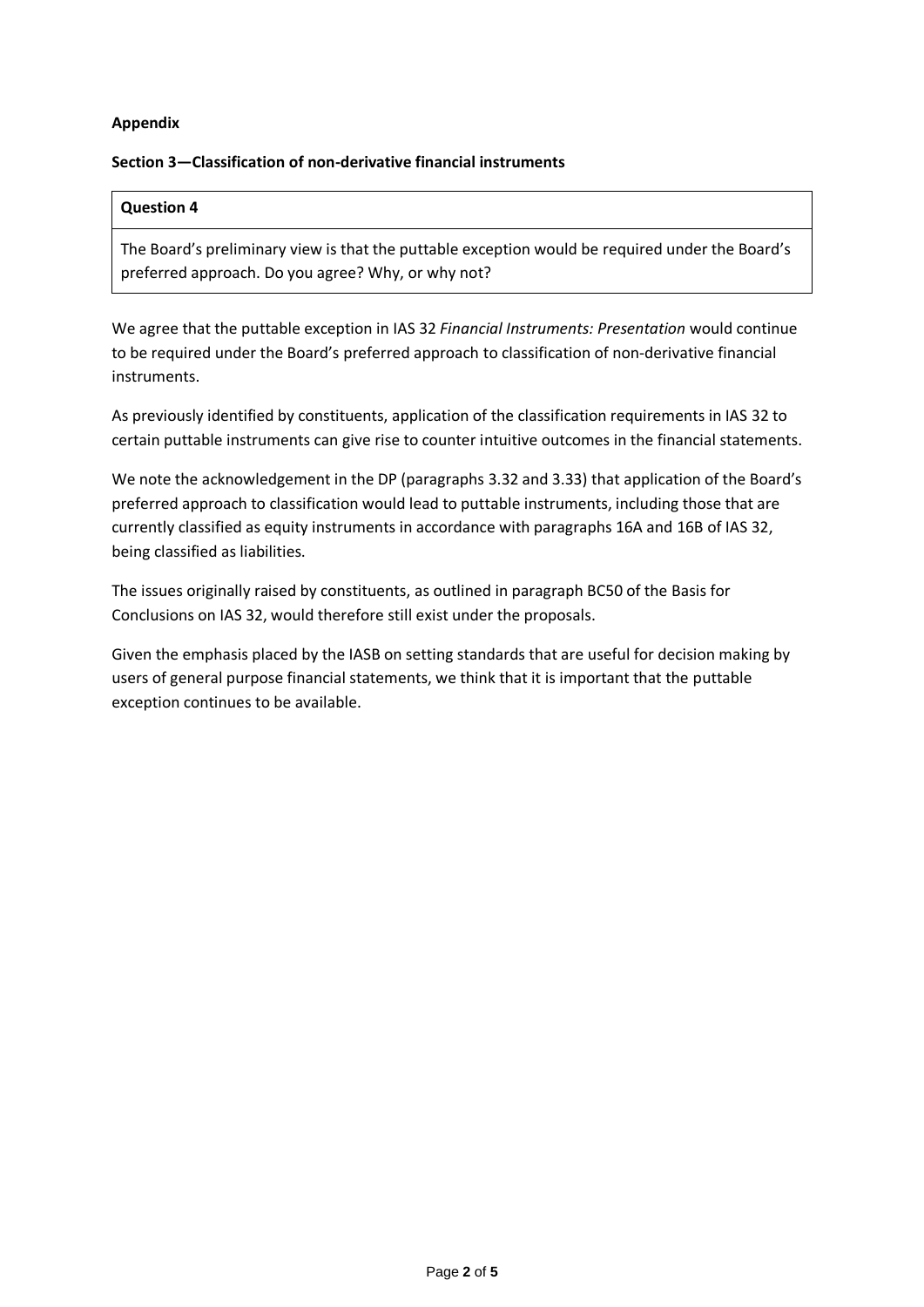**Appendix**

**Section 3—Classification of non-derivative financial instruments**

| **Question 4** |
| --- |
| The Board's preliminary view is that the puttable exception would be required under the Board's preferred approach. Do you agree? Why, or why not? |

We agree that the puttable exception in IAS 32 *Financial Instruments: Presentation* would continue to be required under the Board's preferred approach to classification of non-derivative financial instruments.

As previously identified by constituents, application of the classification requirements in IAS 32 to certain puttable instruments can give rise to counter intuitive outcomes in the financial statements.

We note the acknowledgement in the DP (paragraphs 3.32 and 3.33) that application of the Board's preferred approach to classification would lead to puttable instruments, including those that are currently classified as equity instruments in accordance with paragraphs 16A and 16B of IAS 32, being classified as liabilities.

The issues originally raised by constituents, as outlined in paragraph BC50 of the Basis for Conclusions on IAS 32, would therefore still exist under the proposals.

Given the emphasis placed by the IASB on setting standards that are useful for decision making by users of general purpose financial statements, we think that it is important that the puttable exception continues to be available.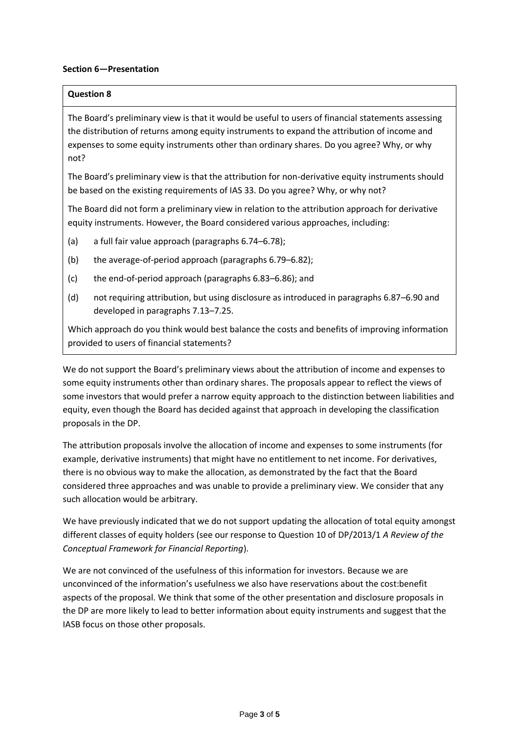**Section 6—Presentation**

**Question 8**

The Board's preliminary view is that it would be useful to users of financial statements assessing the distribution of returns among equity instruments to expand the attribution of income and expenses to some equity instruments other than ordinary shares. Do you agree? Why, or why not?

The Board's preliminary view is that the attribution for non-derivative equity instruments should be based on the existing requirements of IAS 33. Do you agree? Why, or why not?

The Board did not form a preliminary view in relation to the attribution approach for derivative equity instruments. However, the Board considered various approaches, including:

(a) a full fair value approach (paragraphs 6.74–6.78);

(b) the average-of-period approach (paragraphs 6.79–6.82);

(c) the end-of-period approach (paragraphs 6.83–6.86); and

(d) not requiring attribution, but using disclosure as introduced in paragraphs 6.87–6.90 and developed in paragraphs 7.13–7.25.

Which approach do you think would best balance the costs and benefits of improving information provided to users of financial statements?

We do not support the Board's preliminary views about the attribution of income and expenses to some equity instruments other than ordinary shares. The proposals appear to reflect the views of some investors that would prefer a narrow equity approach to the distinction between liabilities and equity, even though the Board has decided against that approach in developing the classification proposals in the DP.

The attribution proposals involve the allocation of income and expenses to some instruments (for example, derivative instruments) that might have no entitlement to net income. For derivatives, there is no obvious way to make the allocation, as demonstrated by the fact that the Board considered three approaches and was unable to provide a preliminary view. We consider that any such allocation would be arbitrary.

We have previously indicated that we do not support updating the allocation of total equity amongst different classes of equity holders (see our response to Question 10 of DP/2013/1 *A Review of the Conceptual Framework for Financial Reporting*).

We are not convinced of the usefulness of this information for investors. Because we are unconvinced of the information's usefulness we also have reservations about the cost:benefit aspects of the proposal. We think that some of the other presentation and disclosure proposals in the DP are more likely to lead to better information about equity instruments and suggest that the IASB focus on those other proposals.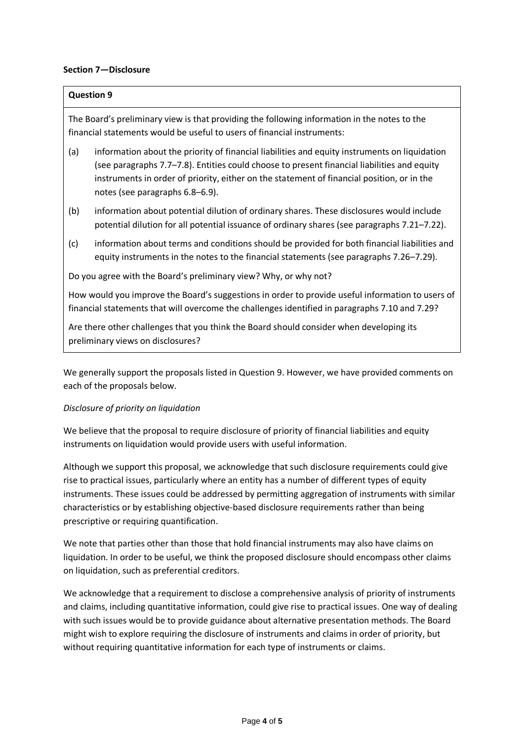**Section 7—Disclosure**

**Question 9**

The Board's preliminary view is that providing the following information in the notes to the financial statements would be useful to users of financial instruments:

(a) information about the priority of financial liabilities and equity instruments on liquidation (see paragraphs 7.7–7.8). Entities could choose to present financial liabilities and equity instruments in order of priority, either on the statement of financial position, or in the notes (see paragraphs 6.8–6.9).

(b) information about potential dilution of ordinary shares. These disclosures would include potential dilution for all potential issuance of ordinary shares (see paragraphs 7.21–7.22).

(c) information about terms and conditions should be provided for both financial liabilities and equity instruments in the notes to the financial statements (see paragraphs 7.26–7.29).

Do you agree with the Board's preliminary view? Why, or why not?

How would you improve the Board's suggestions in order to provide useful information to users of financial statements that will overcome the challenges identified in paragraphs 7.10 and 7.29?

Are there other challenges that you think the Board should consider when developing its preliminary views on disclosures?

We generally support the proposals listed in Question 9. However, we have provided comments on each of the proposals below.

*Disclosure of priority on liquidation*

We believe that the proposal to require disclosure of priority of financial liabilities and equity instruments on liquidation would provide users with useful information.

Although we support this proposal, we acknowledge that such disclosure requirements could give rise to practical issues, particularly where an entity has a number of different types of equity instruments. These issues could be addressed by permitting aggregation of instruments with similar characteristics or by establishing objective-based disclosure requirements rather than being prescriptive or requiring quantification.

We note that parties other than those that hold financial instruments may also have claims on liquidation. In order to be useful, we think the proposed disclosure should encompass other claims on liquidation, such as preferential creditors.

We acknowledge that a requirement to disclose a comprehensive analysis of priority of instruments and claims, including quantitative information, could give rise to practical issues. One way of dealing with such issues would be to provide guidance about alternative presentation methods. The Board might wish to explore requiring the disclosure of instruments and claims in order of priority, but without requiring quantitative information for each type of instruments or claims.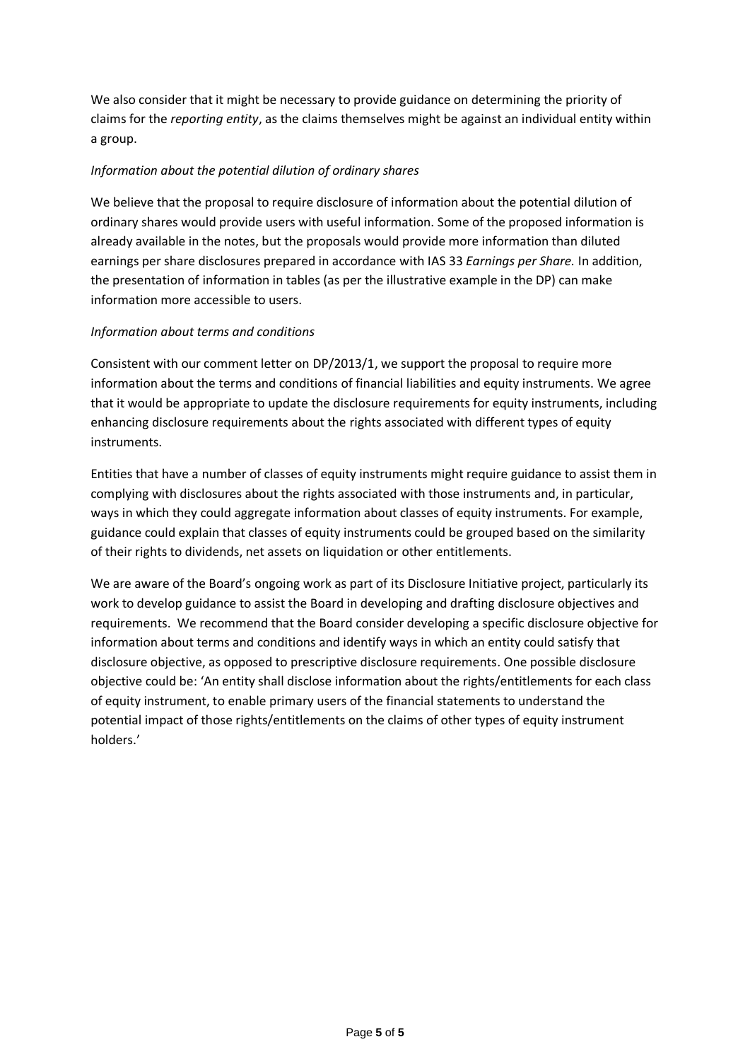We also consider that it might be necessary to provide guidance on determining the priority of claims for the *reporting entity*, as the claims themselves might be against an individual entity within a group.

*Information about the potential dilution of ordinary shares*

We believe that the proposal to require disclosure of information about the potential dilution of ordinary shares would provide users with useful information. Some of the proposed information is already available in the notes, but the proposals would provide more information than diluted earnings per share disclosures prepared in accordance with IAS 33 *Earnings per Share.* In addition, the presentation of information in tables (as per the illustrative example in the DP) can make information more accessible to users.

*Information about terms and conditions*

Consistent with our comment letter on DP/2013/1, we support the proposal to require more information about the terms and conditions of financial liabilities and equity instruments. We agree that it would be appropriate to update the disclosure requirements for equity instruments, including enhancing disclosure requirements about the rights associated with different types of equity instruments.

Entities that have a number of classes of equity instruments might require guidance to assist them in complying with disclosures about the rights associated with those instruments and, in particular, ways in which they could aggregate information about classes of equity instruments. For example, guidance could explain that classes of equity instruments could be grouped based on the similarity of their rights to dividends, net assets on liquidation or other entitlements.

We are aware of the Board's ongoing work as part of its Disclosure Initiative project, particularly its work to develop guidance to assist the Board in developing and drafting disclosure objectives and requirements. We recommend that the Board consider developing a specific disclosure objective for information about terms and conditions and identify ways in which an entity could satisfy that disclosure objective, as opposed to prescriptive disclosure requirements. One possible disclosure objective could be: 'An entity shall disclose information about the rights/entitlements for each class of equity instrument, to enable primary users of the financial statements to understand the potential impact of those rights/entitlements on the claims of other types of equity instrument holders.'